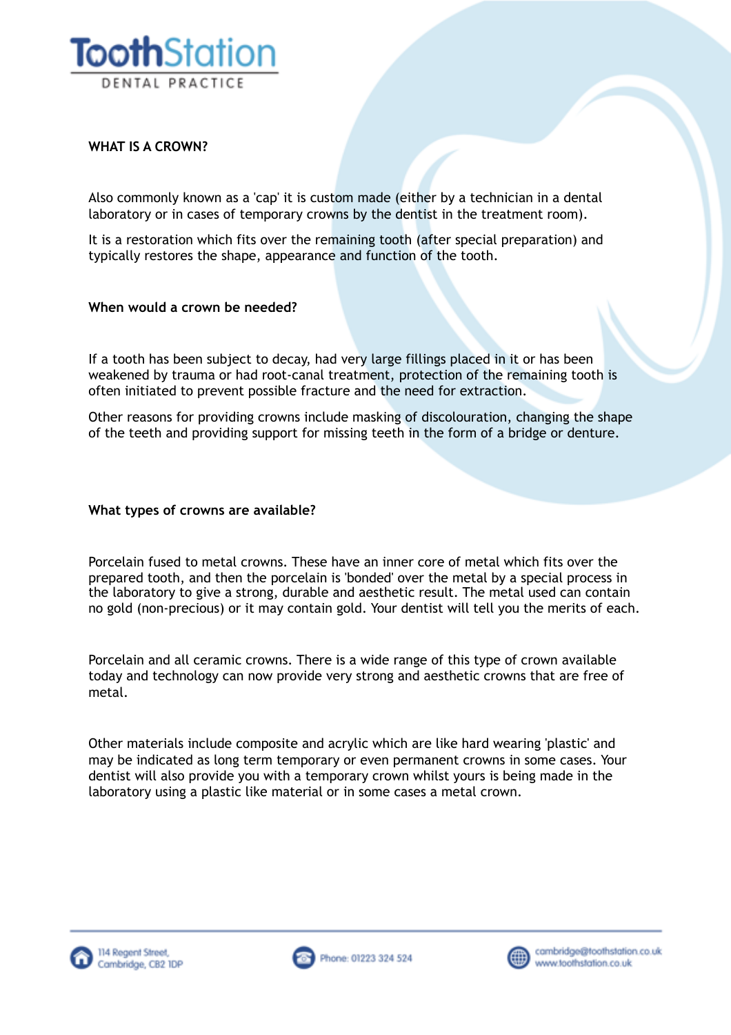**ToothStation**
DENTAL PRACTICE

## WHAT IS A CROWN?

Also commonly known as a 'cap' it is custom made (either by a technician in a dental laboratory or in cases of temporary crowns by the dentist in the treatment room).

It is a restoration which fits over the remaining tooth (after special preparation) and typically restores the shape, appearance and function of the tooth.

### When would a crown be needed?

If a tooth has been subject to decay, had very large fillings placed in it or has been weakened by trauma or had root-canal treatment, protection of the remaining tooth is often initiated to prevent possible fracture and the need for extraction.

Other reasons for providing crowns include masking of discolouration, changing the shape of the teeth and providing support for missing teeth in the form of a bridge or denture.

### What types of crowns are available?

Porcelain fused to metal crowns. These have an inner core of metal which fits over the prepared tooth, and then the porcelain is 'bonded' over the metal by a special process in the laboratory to give a strong, durable and aesthetic result. The metal used can contain no gold (non-precious) or it may contain gold. Your dentist will tell you the merits of each.

Porcelain and all ceramic crowns. There is a wide range of this type of crown available today and technology can now provide very strong and aesthetic crowns that are free of metal.

Other materials include composite and acrylic which are like hard wearing 'plastic' and may be indicated as long term temporary or even permanent crowns in some cases. Your dentist will also provide you with a temporary crown whilst yours is being made in the laboratory using a plastic like material or in some cases a metal crown.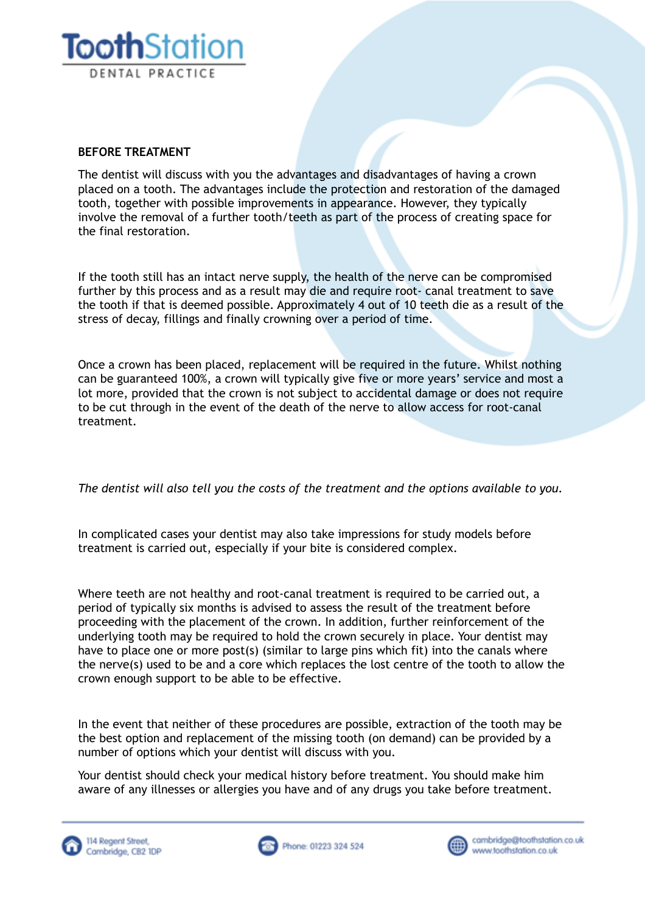## BEFORE TREATMENT

The dentist will discuss with you the advantages and disadvantages of having a crown placed on a tooth. The advantages include the protection and restoration of the damaged tooth, together with possible improvements in appearance. However, they typically involve the removal of a further tooth/teeth as part of the process of creating space for the final restoration.

If the tooth still has an intact nerve supply, the health of the nerve can be compromised further by this process and as a result may die and require root- canal treatment to save the tooth if that is deemed possible. Approximately 4 out of 10 teeth die as a result of the stress of decay, fillings and finally crowning over a period of time.

Once a crown has been placed, replacement will be required in the future. Whilst nothing can be guaranteed 100%, a crown will typically give five or more years' service and most a lot more, provided that the crown is not subject to accidental damage or does not require to be cut through in the event of the death of the nerve to allow access for root-canal treatment.

*The dentist will also tell you the costs of the treatment and the options available to you.*

In complicated cases your dentist may also take impressions for study models before treatment is carried out, especially if your bite is considered complex.

Where teeth are not healthy and root-canal treatment is required to be carried out, a period of typically six months is advised to assess the result of the treatment before proceeding with the placement of the crown. In addition, further reinforcement of the underlying tooth may be required to hold the crown securely in place. Your dentist may have to place one or more post(s) (similar to large pins which fit) into the canals where the nerve(s) used to be and a core which replaces the lost centre of the tooth to allow the crown enough support to be able to be effective.

In the event that neither of these procedures are possible, extraction of the tooth may be the best option and replacement of the missing tooth (on demand) can be provided by a number of options which your dentist will discuss with you.

Your dentist should check your medical history before treatment. You should make him aware of any illnesses or allergies you have and of any drugs you take before treatment.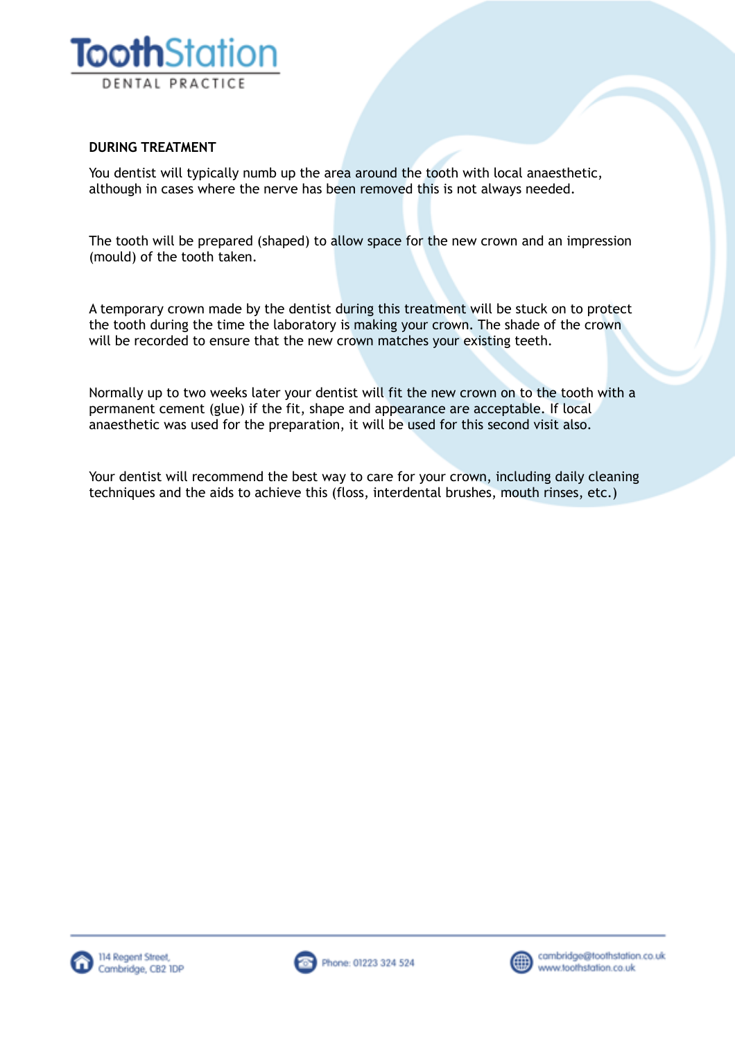## DURING TREATMENT

You dentist will typically numb up the area around the tooth with local anaesthetic, although in cases where the nerve has been removed this is not always needed.

The tooth will be prepared (shaped) to allow space for the new crown and an impression (mould) of the tooth taken.

A temporary crown made by the dentist during this treatment will be stuck on to protect the tooth during the time the laboratory is making your crown. The shade of the crown will be recorded to ensure that the new crown matches your existing teeth.

Normally up to two weeks later your dentist will fit the new crown on to the tooth with a permanent cement (glue) if the fit, shape and appearance are acceptable. If local anaesthetic was used for the preparation, it will be used for this second visit also.

Your dentist will recommend the best way to care for your crown, including daily cleaning techniques and the aids to achieve this (floss, interdental brushes, mouth rinses, etc.)